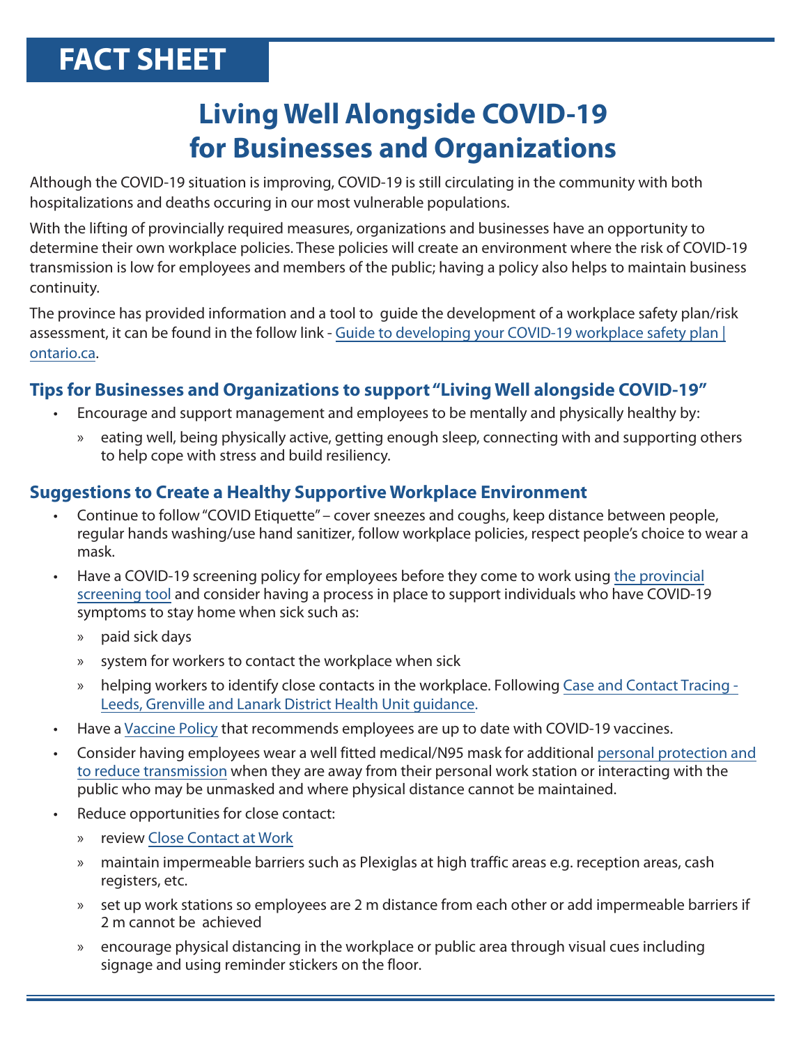# FACT SHEET

# Living Well Alongside COVID-19 for Businesses and Organizations

Although the COVID-19 situation is improving, COVID-19 is still circulating in the community with both hospitalizations and deaths occuring in our most vulnerable populations.

With the lifting of provincially required measures, organizations and businesses have an opportunity to determine their own workplace policies. These policies will create an environment where the risk of COVID-19 transmission is low for employees and members of the public; having a policy also helps to maintain business continuity.

The province has provided information and a tool to guide the development of a workplace safety plan/risk assessment, it can be found in the follow link - Guide to developing your COVID-19 workplace safety plan | ontario.ca.

## Tips for Businesses and Organizations to support "Living Well alongside COVID-19"

- Encourage and support management and employees to be mentally and physically healthy by:
  - eating well, being physically active, getting enough sleep, connecting with and supporting others to help cope with stress and build resiliency.

## Suggestions to Create a Healthy Supportive Workplace Environment

- Continue to follow "COVID Etiquette" – cover sneezes and coughs, keep distance between people, regular hands washing/use hand sanitizer, follow workplace policies, respect people's choice to wear a mask.
- Have a COVID-19 screening policy for employees before they come to work using the provincial screening tool and consider having a process in place to support individuals who have COVID-19 symptoms to stay home when sick such as:
  - paid sick days
  - system for workers to contact the workplace when sick
  - helping workers to identify close contacts in the workplace. Following Case and Contact Tracing - Leeds, Grenville and Lanark District Health Unit guidance.
- Have a Vaccine Policy that recommends employees are up to date with COVID-19 vaccines.
- Consider having employees wear a well fitted medical/N95 mask for additional personal protection and to reduce transmission when they are away from their personal work station or interacting with the public who may be unmasked and where physical distance cannot be maintained.
- Reduce opportunities for close contact:
  - review Close Contact at Work
  - maintain impermeable barriers such as Plexiglas at high traffic areas e.g. reception areas, cash registers, etc.
  - set up work stations so employees are 2 m distance from each other or add impermeable barriers if 2 m cannot be achieved
  - encourage physical distancing in the workplace or public area through visual cues including signage and using reminder stickers on the floor.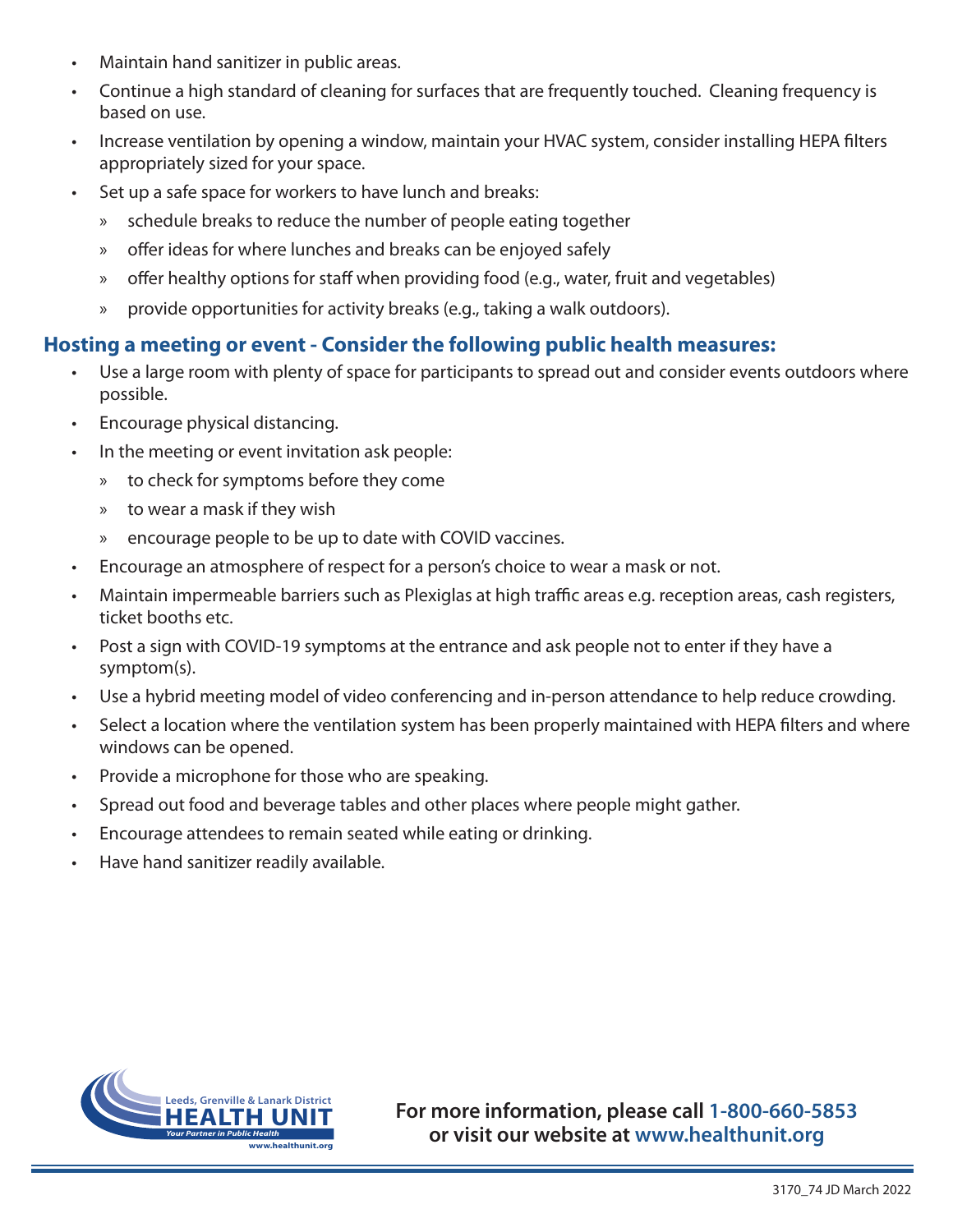- Maintain hand sanitizer in public areas.
- Continue a high standard of cleaning for surfaces that are frequently touched. Cleaning frequency is based on use.
- Increase ventilation by opening a window, maintain your HVAC system, consider installing HEPA filters appropriately sized for your space.
- Set up a safe space for workers to have lunch and breaks:
  - schedule breaks to reduce the number of people eating together
  - offer ideas for where lunches and breaks can be enjoyed safely
  - offer healthy options for staff when providing food (e.g., water, fruit and vegetables)
  - provide opportunities for activity breaks (e.g., taking a walk outdoors).

## Hosting a meeting or event - Consider the following public health measures:

- Use a large room with plenty of space for participants to spread out and consider events outdoors where possible.
- Encourage physical distancing.
- In the meeting or event invitation ask people:
  - to check for symptoms before they come
  - to wear a mask if they wish
  - encourage people to be up to date with COVID vaccines.
- Encourage an atmosphere of respect for a person's choice to wear a mask or not.
- Maintain impermeable barriers such as Plexiglas at high traffic areas e.g. reception areas, cash registers, ticket booths etc.
- Post a sign with COVID-19 symptoms at the entrance and ask people not to enter if they have a symptom(s).
- Use a hybrid meeting model of video conferencing and in-person attendance to help reduce crowding.
- Select a location where the ventilation system has been properly maintained with HEPA filters and where windows can be opened.
- Provide a microphone for those who are speaking.
- Spread out food and beverage tables and other places where people might gather.
- Encourage attendees to remain seated while eating or drinking.
- Have hand sanitizer readily available.

Leeds, Grenville & Lanark District HEALTH UNIT
*Your Partner in Public Health*
www.healthunit.org

**For more information, please call 1-800-660-5853 or visit our website at www.healthunit.org**

3170_74 JD March 2022